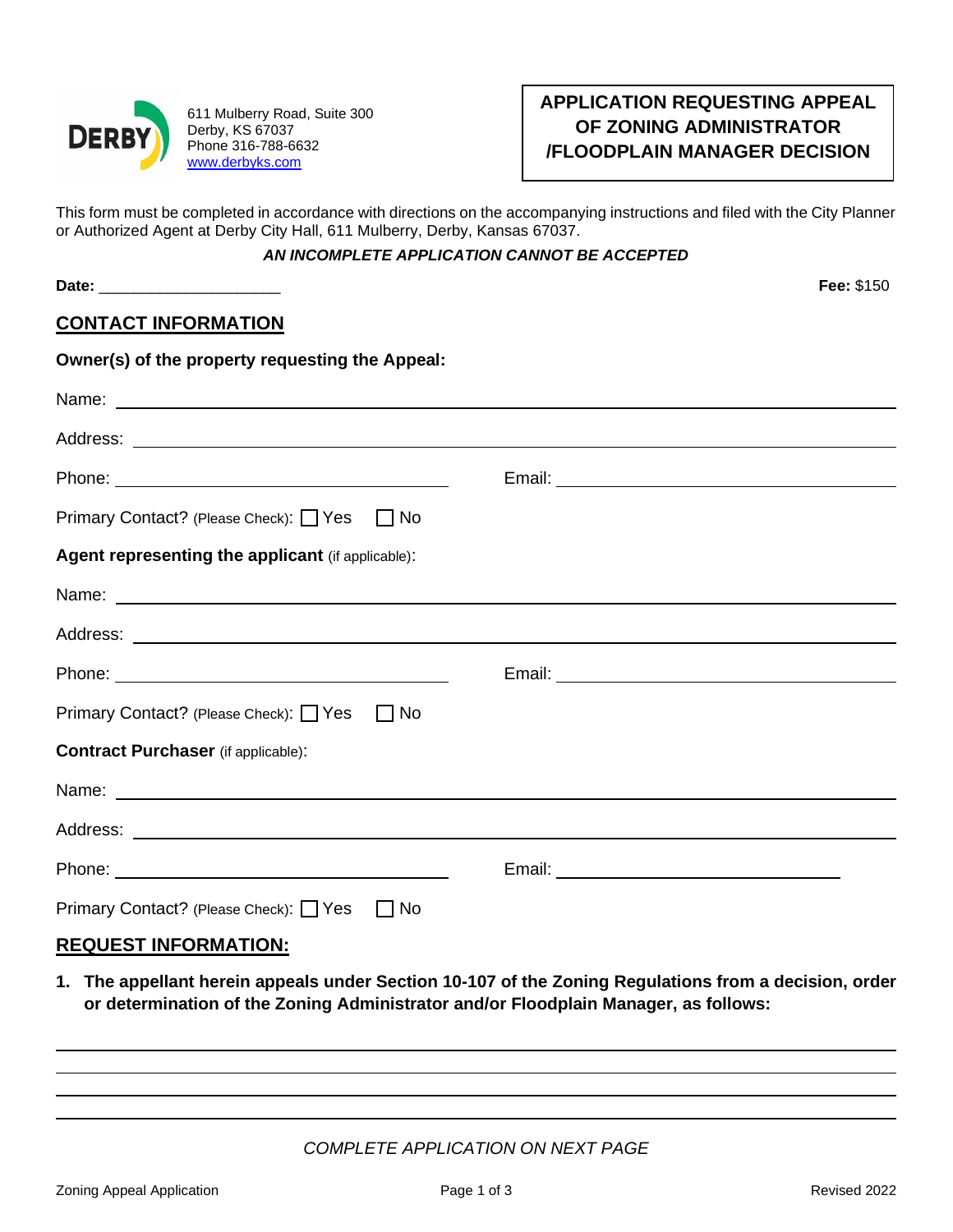611 Mulberry Road, Suite 300
Derby, KS 67037
Phone 316-788-6632
www.derbyks.com

# APPLICATION REQUESTING APPEAL OF ZONING ADMINISTRATOR /FLOODPLAIN MANAGER DECISION

This form must be completed in accordance with directions on the accompanying instructions and filed with the City Planner or Authorized Agent at Derby City Hall, 611 Mulberry, Derby, Kansas 67037.

***AN INCOMPLETE APPLICATION CANNOT BE ACCEPTED***

**Date:** ____________________ **Fee:** $150

## CONTACT INFORMATION

**Owner(s) of the property requesting the Appeal:**

Name: ______________________________

Address: ______________________________

Phone: ______________________________ Email: ______________________________

Primary Contact? (Please Check): ☐ Yes ☐ No

**Agent representing the applicant** (if applicable):

Name: ______________________________

Address: ______________________________

Phone: ______________________________ Email: ______________________________

Primary Contact? (Please Check): ☐ Yes ☐ No

**Contract Purchaser** (if applicable):

Name: ______________________________

Address: ______________________________

Phone: ______________________________ Email: ______________________________

Primary Contact? (Please Check): ☐ Yes ☐ No

## REQUEST INFORMATION:

1. **The appellant herein appeals under Section 10-107 of the Zoning Regulations from a decision, order or determination of the Zoning Administrator and/or Floodplain Manager, as follows:**

______________________________

______________________________

______________________________

______________________________

*COMPLETE APPLICATION ON NEXT PAGE*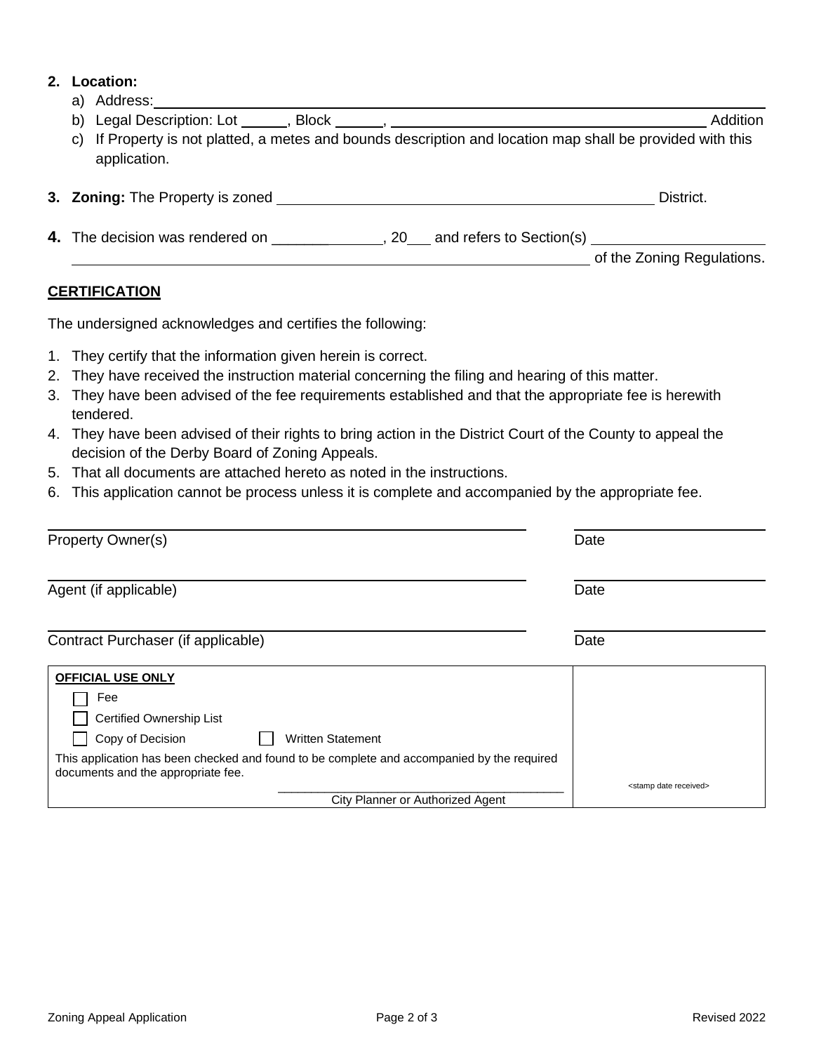2. **Location:**
   a) Address: ____________________________________________
   b) Legal Description: Lot ______, Block ______, ______________________________ Addition
   c) If Property is not platted, a metes and bounds description and location map shall be provided with this application.

3. **Zoning:** The Property is zoned ______________________________ District.

4. The decision was rendered on ______________, 20___ and refers to Section(s) ______________________ ______________________________________________ of the Zoning Regulations.

**CERTIFICATION**

The undersigned acknowledges and certifies the following:

1. They certify that the information given herein is correct.
2. They have received the instruction material concerning the filing and hearing of this matter.
3. They have been advised of the fee requirements established and that the appropriate fee is herewith tendered.
4. They have been advised of their rights to bring action in the District Court of the County to appeal the decision of the Derby Board of Zoning Appeals.
5. That all documents are attached hereto as noted in the instructions.
6. This application cannot be process unless it is complete and accompanied by the appropriate fee.

______________________________________________ ______________________
Property Owner(s) Date

______________________________________________ ______________________
Agent (if applicable) Date

______________________________________________ ______________________
Contract Purchaser (if applicable) Date

| **OFFICIAL USE ONLY**<br>☐ Fee<br>☐ Certified Ownership List<br>☐ Copy of Decision ☐ Written Statement<br>This application has been checked and found to be complete and accompanied by the required documents and the appropriate fee.<br>______________________________<br>City Planner or Authorized Agent | <stamp date received> |
|---|---|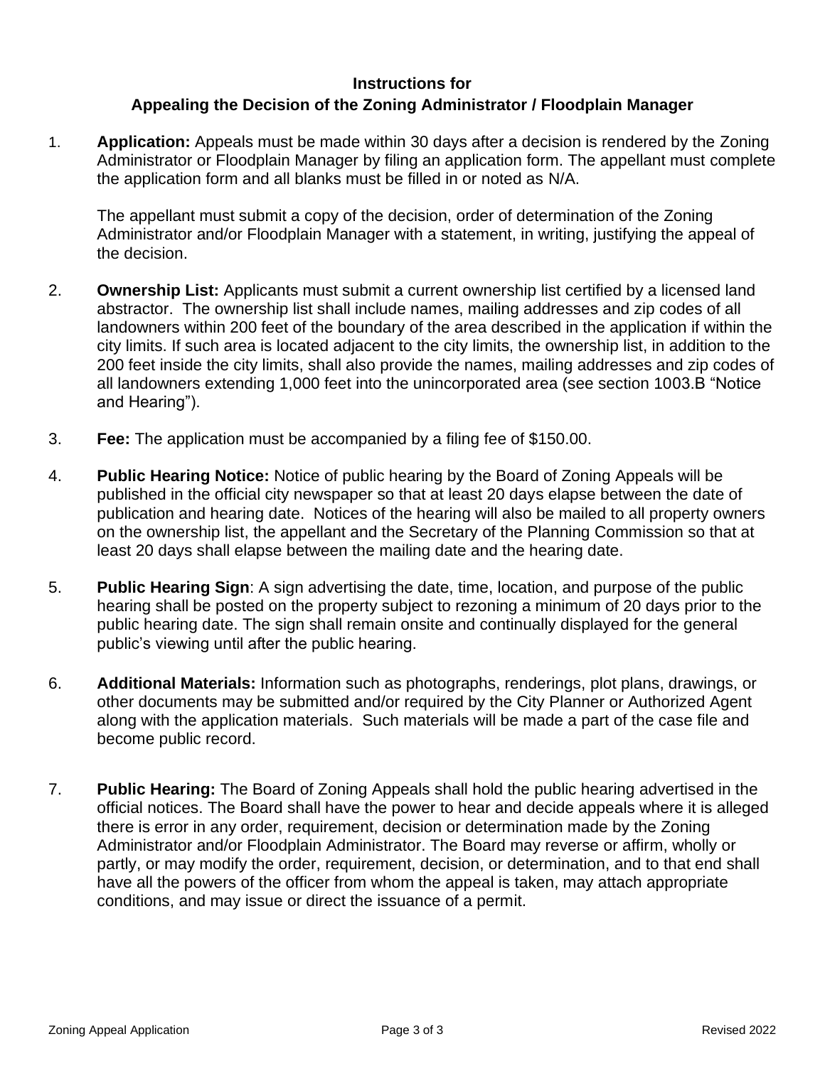# Instructions for
## Appealing the Decision of the Zoning Administrator / Floodplain Manager

1. **Application:** Appeals must be made within 30 days after a decision is rendered by the Zoning Administrator or Floodplain Manager by filing an application form. The appellant must complete the application form and all blanks must be filled in or noted as N/A.

   The appellant must submit a copy of the decision, order of determination of the Zoning Administrator and/or Floodplain Manager with a statement, in writing, justifying the appeal of the decision.

2. **Ownership List:** Applicants must submit a current ownership list certified by a licensed land abstractor. The ownership list shall include names, mailing addresses and zip codes of all landowners within 200 feet of the boundary of the area described in the application if within the city limits. If such area is located adjacent to the city limits, the ownership list, in addition to the 200 feet inside the city limits, shall also provide the names, mailing addresses and zip codes of all landowners extending 1,000 feet into the unincorporated area (see section 1003.B "Notice and Hearing").

3. **Fee:** The application must be accompanied by a filing fee of $150.00.

4. **Public Hearing Notice:** Notice of public hearing by the Board of Zoning Appeals will be published in the official city newspaper so that at least 20 days elapse between the date of publication and hearing date. Notices of the hearing will also be mailed to all property owners on the ownership list, the appellant and the Secretary of the Planning Commission so that at least 20 days shall elapse between the mailing date and the hearing date.

5. **Public Hearing Sign**: A sign advertising the date, time, location, and purpose of the public hearing shall be posted on the property subject to rezoning a minimum of 20 days prior to the public hearing date. The sign shall remain onsite and continually displayed for the general public's viewing until after the public hearing.

6. **Additional Materials:** Information such as photographs, renderings, plot plans, drawings, or other documents may be submitted and/or required by the City Planner or Authorized Agent along with the application materials. Such materials will be made a part of the case file and become public record.

7. **Public Hearing:** The Board of Zoning Appeals shall hold the public hearing advertised in the official notices. The Board shall have the power to hear and decide appeals where it is alleged there is error in any order, requirement, decision or determination made by the Zoning Administrator and/or Floodplain Administrator. The Board may reverse or affirm, wholly or partly, or may modify the order, requirement, decision, or determination, and to that end shall have all the powers of the officer from whom the appeal is taken, may attach appropriate conditions, and may issue or direct the issuance of a permit.